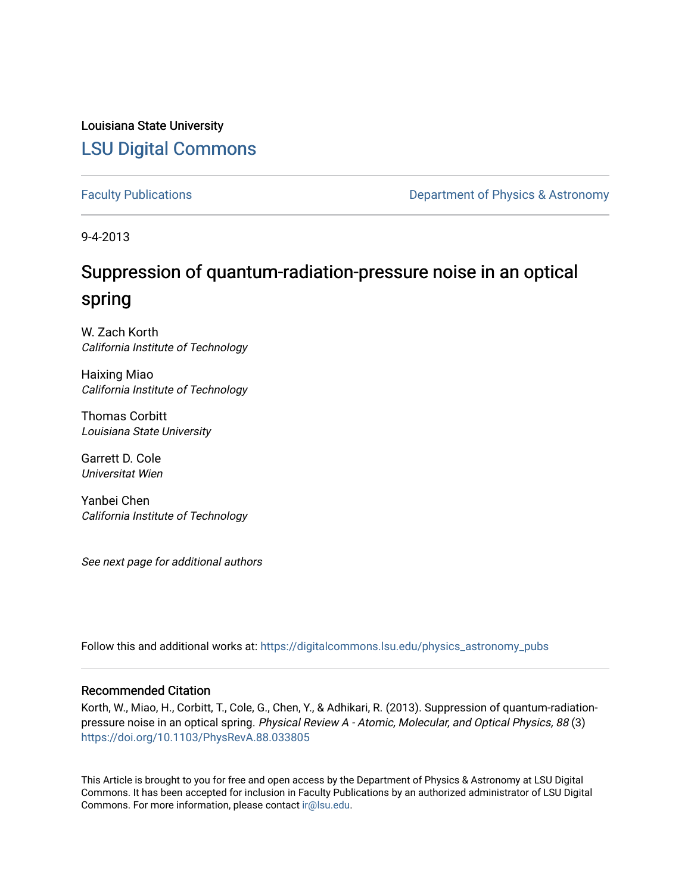Louisiana State University

# LSU Digital Commons

Faculty Publications

Department of Physics & Astronomy

9-4-2013

# Suppression of quantum-radiation-pressure noise in an optical spring

W. Zach Korth
*California Institute of Technology*

Haixing Miao
*California Institute of Technology*

Thomas Corbitt
*Louisiana State University*

Garrett D. Cole
*Universitat Wien*

Yanbei Chen
*California Institute of Technology*

*See next page for additional authors*

Follow this and additional works at: https://digitalcommons.lsu.edu/physics_astronomy_pubs

## Recommended Citation

Korth, W., Miao, H., Corbitt, T., Cole, G., Chen, Y., & Adhikari, R. (2013). Suppression of quantum-radiation-pressure noise in an optical spring. *Physical Review A - Atomic, Molecular, and Optical Physics, 88* (3) https://doi.org/10.1103/PhysRevA.88.033805

This Article is brought to you for free and open access by the Department of Physics & Astronomy at LSU Digital Commons. It has been accepted for inclusion in Faculty Publications by an authorized administrator of LSU Digital Commons. For more information, please contact ir@lsu.edu.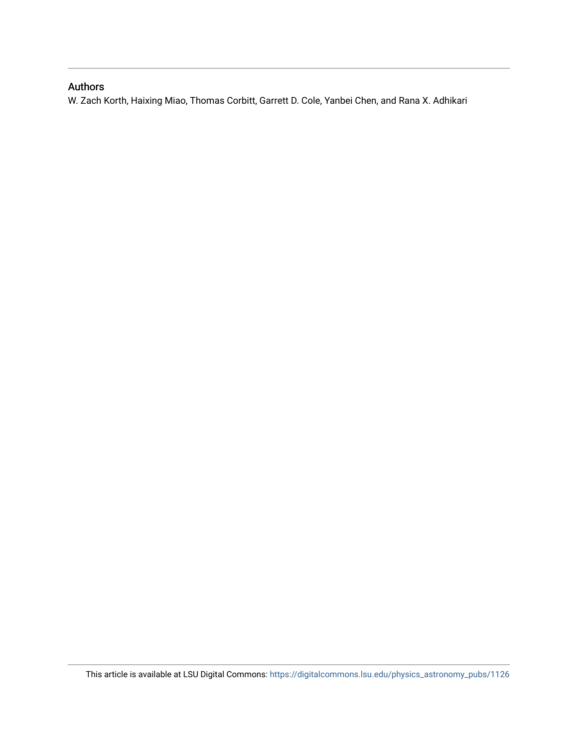## Authors

W. Zach Korth, Haixing Miao, Thomas Corbitt, Garrett D. Cole, Yanbei Chen, and Rana X. Adhikari

This article is available at LSU Digital Commons: https://digitalcommons.lsu.edu/physics_astronomy_pubs/1126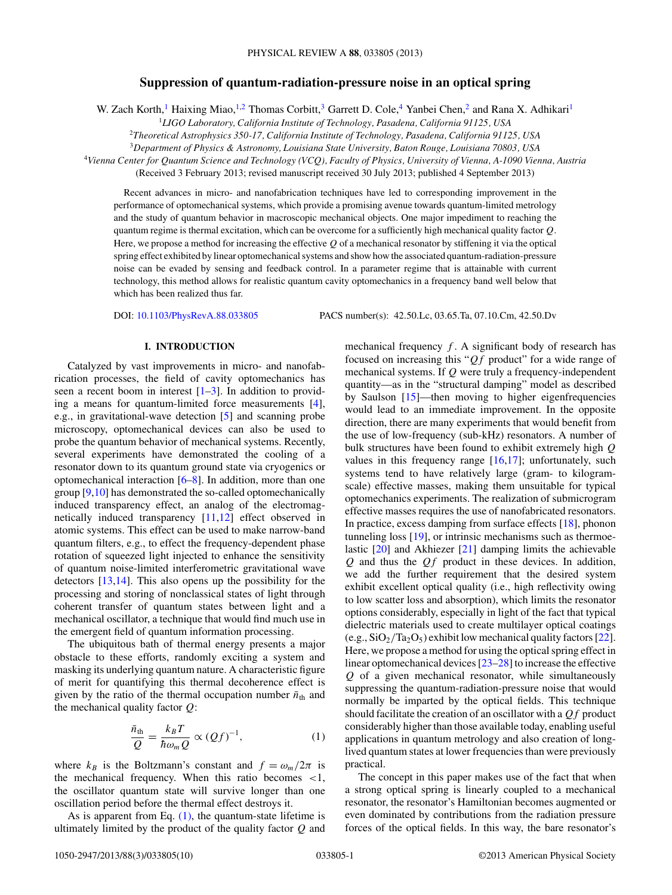# Suppression of quantum-radiation-pressure noise in an optical spring

W. Zach Korth,[1] Haixing Miao,[1,2] Thomas Corbitt,[3] Garrett D. Cole,[4] Yanbei Chen,[2] and Rana X. Adhikari[1]

[1]*LIGO Laboratory, California Institute of Technology, Pasadena, California 91125, USA*

[2]*Theoretical Astrophysics 350-17, California Institute of Technology, Pasadena, California 91125, USA*

[3]*Department of Physics & Astronomy, Louisiana State University, Baton Rouge, Louisiana 70803, USA*

[4]*Vienna Center for Quantum Science and Technology (VCQ), Faculty of Physics, University of Vienna, A-1090 Vienna, Austria*

(Received 3 February 2013; revised manuscript received 30 July 2013; published 4 September 2013)

Recent advances in micro- and nanofabrication techniques have led to corresponding improvement in the performance of optomechanical systems, which provide a promising avenue towards quantum-limited metrology and the study of quantum behavior in macroscopic mechanical objects. One major impediment to reaching the quantum regime is thermal excitation, which can be overcome for a sufficiently high mechanical quality factor $Q$. Here, we propose a method for increasing the effective $Q$ of a mechanical resonator by stiffening it via the optical spring effect exhibited by linear optomechanical systems and show how the associated quantum-radiation-pressure noise can be evaded by sensing and feedback control. In a parameter regime that is attainable with current technology, this method allows for realistic quantum cavity optomechanics in a frequency band well below that which has been realized thus far.

DOI: 10.1103/PhysRevA.88.033805 PACS number(s): 42.50.Lc, 03.65.Ta, 07.10.Cm, 42.50.Dv

## I. INTRODUCTION

Catalyzed by vast improvements in micro- and nanofabrication processes, the field of cavity optomechanics has seen a recent boom in interest [1–3]. In addition to providing a means for quantum-limited force measurements [4], e.g., in gravitational-wave detection [5] and scanning probe microscopy, optomechanical devices can also be used to probe the quantum behavior of mechanical systems. Recently, several experiments have demonstrated the cooling of a resonator down to its quantum ground state via cryogenics or optomechanical interaction [6–8]. In addition, more than one group [9,10] has demonstrated the so-called optomechanically induced transparency effect, an analog of the electromagnetically induced transparency [11,12] effect observed in atomic systems. This effect can be used to make narrow-band quantum filters, e.g., to effect the frequency-dependent phase rotation of squeezed light injected to enhance the sensitivity of quantum noise-limited interferometric gravitational wave detectors [13,14]. This also opens up the possibility for the processing and storing of nonclassical states of light through coherent transfer of quantum states between light and a mechanical oscillator, a technique that would find much use in the emergent field of quantum information processing.

The ubiquitous bath of thermal energy presents a major obstacle to these efforts, randomly exciting a system and masking its underlying quantum nature. A characteristic figure of merit for quantifying this thermal decoherence effect is given by the ratio of the thermal occupation number $\bar{n}_{\rm th}$ and the mechanical quality factor $Q$:

$$\frac{\bar{n}_{\rm th}}{Q} = \frac{k_B T}{\hbar \omega_m Q} \propto (Qf)^{-1}, \tag{1}$$

where $k_B$ is the Boltzmann's constant and $f = \omega_m/2\pi$ is the mechanical frequency. When this ratio becomes $<1$, the oscillator quantum state will survive longer than one oscillation period before the thermal effect destroys it.

As is apparent from Eq. (1), the quantum-state lifetime is ultimately limited by the product of the quality factor $Q$ and mechanical frequency $f$. A significant body of research has focused on increasing this "$Qf$ product" for a wide range of mechanical systems. If $Q$ were truly a frequency-independent quantity—as in the "structural damping" model as described by Saulson [15]—then moving to higher eigenfrequencies would lead to an immediate improvement. In the opposite direction, there are many experiments that would benefit from the use of low-frequency (sub-kHz) resonators. A number of bulk structures have been found to exhibit extremely high $Q$ values in this frequency range [16,17]; unfortunately, such systems tend to have relatively large (gram- to kilogram-scale) effective masses, making them unsuitable for typical optomechanics experiments. The realization of submicrogram effective masses requires the use of nanofabricated resonators. In practice, excess damping from surface effects [18], phonon tunneling loss [19], or intrinsic mechanisms such as thermoelastic [20] and Akhiezer [21] damping limits the achievable $Q$ and thus the $Qf$ product in these devices. In addition, we add the further requirement that the desired system exhibit excellent optical quality (i.e., high reflectivity owing to low scatter loss and absorption), which limits the resonator options considerably, especially in light of the fact that typical dielectric materials used to create multilayer optical coatings (e.g., $SiO_2/Ta_2O_5$) exhibit low mechanical quality factors [22]. Here, we propose a method for using the optical spring effect in linear optomechanical devices [23–28] to increase the effective $Q$ of a given mechanical resonator, while simultaneously suppressing the quantum-radiation-pressure noise that would normally be imparted by the optical fields. This technique should facilitate the creation of an oscillator with a $Qf$ product considerably higher than those available today, enabling useful applications in quantum metrology and also creation of long-lived quantum states at lower frequencies than were previously practical.

The concept in this paper makes use of the fact that when a strong optical spring is linearly coupled to a mechanical resonator, the resonator's Hamiltonian becomes augmented or even dominated by contributions from the radiation pressure forces of the optical fields. In this way, the bare resonator's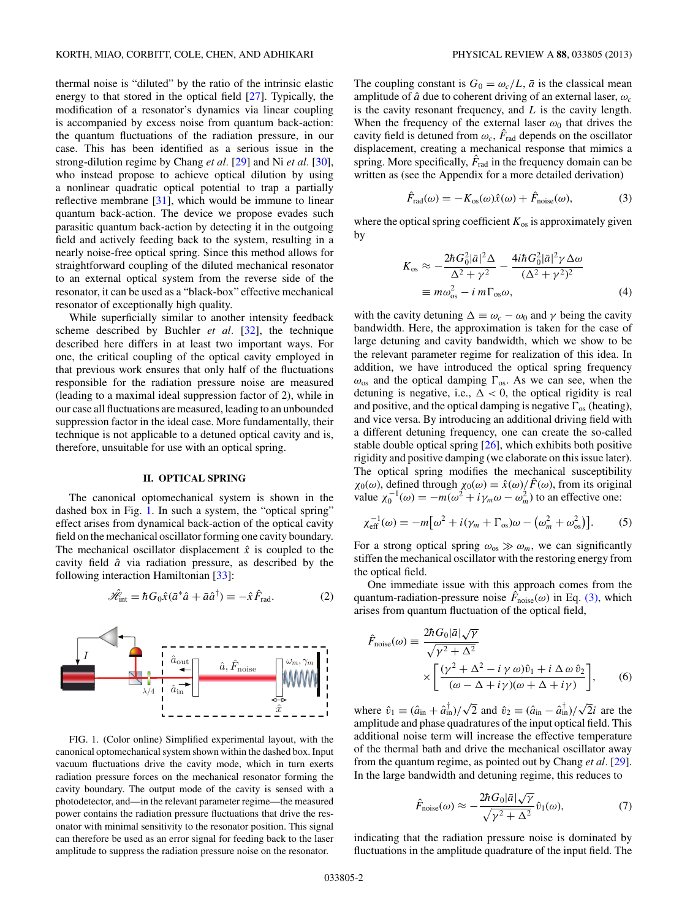thermal noise is "diluted" by the ratio of the intrinsic elastic energy to that stored in the optical field [27]. Typically, the modification of a resonator's dynamics via linear coupling is accompanied by excess noise from quantum back-action: the quantum fluctuations of the radiation pressure, in our case. This has been identified as a serious issue in the strong-dilution regime by Chang *et al.* [29] and Ni *et al.* [30], who instead propose to achieve optical dilution by using a nonlinear quadratic optical potential to trap a partially reflective membrane [31], which would be immune to linear quantum back-action. The device we propose evades such parasitic quantum back-action by detecting it in the outgoing field and actively feeding back to the system, resulting in a nearly noise-free optical spring. Since this method allows for straightforward coupling of the diluted mechanical resonator to an external optical system from the reverse side of the resonator, it can be used as a "black-box" effective mechanical resonator of exceptionally high quality.

While superficially similar to another intensity feedback scheme described by Buchler *et al.* [32], the technique described here differs in at least two important ways. For one, the critical coupling of the optical cavity employed in that previous work ensures that only half of the fluctuations responsible for the radiation pressure noise are measured (leading to a maximal ideal suppression factor of 2), while in our case all fluctuations are measured, leading to an unbounded suppression factor in the ideal case. More fundamentally, their technique is not applicable to a detuned optical cavity and is, therefore, unsuitable for use with an optical spring.

## II. OPTICAL SPRING

The canonical optomechanical system is shown in the dashed box in Fig. 1. In such a system, the "optical spring" effect arises from dynamical back-action of the optical cavity field on the mechanical oscillator forming one cavity boundary. The mechanical oscillator displacement $\hat{x}$ is coupled to the cavity field $\hat{a}$ via radiation pressure, as described by the following interaction Hamiltonian [33]:

$$\mathscr{H}_{\rm int} = \hbar G_0 \hat{x}(\bar{a}^* \hat{a} + \bar{a}\hat{a}^\dagger) \equiv -\hat{x}\hat{F}_{\rm rad}. \tag{2}$$

FIG. 1. (Color online) Simplified experimental layout, with the canonical optomechanical system shown within the dashed box. Input vacuum fluctuations drive the cavity mode, which in turn exerts radiation pressure forces on the mechanical resonator forming the cavity boundary. The output mode of the cavity is sensed with a photodetector, and—in the relevant parameter regime—the measured power contains the radiation pressure fluctuations that drive the resonator with minimal sensitivity to the resonator position. This signal can therefore be used as an error signal for feeding back to the laser amplitude to suppress the radiation pressure noise on the resonator.

The coupling constant is $G_0 = \omega_c/L$, $\bar{a}$ is the classical mean amplitude of $\hat{a}$ due to coherent driving of an external laser, $\omega_c$ is the cavity resonant frequency, and $L$ is the cavity length. When the frequency of the external laser $\omega_0$ that drives the cavity field is detuned from $\omega_c$, $\hat{F}_{\rm rad}$ depends on the oscillator displacement, creating a mechanical response that mimics a spring. More specifically, $\hat{F}_{\rm rad}$ in the frequency domain can be written as (see the Appendix for a more detailed derivation)

$$\hat{F}_{\rm rad}(\omega) = -K_{\rm os}(\omega)\hat{x}(\omega) + \hat{F}_{\rm noise}(\omega), \tag{3}$$

where the optical spring coefficient $K_{\rm os}$ is approximately given by

$$\begin{aligned} K_{\rm os} &\approx -\frac{2\hbar G_0^2|\bar{a}|^2\Delta}{\Delta^2+\gamma^2} - \frac{4i\hbar G_0^2|\bar{a}|^2\gamma\Delta\omega}{(\Delta^2+\gamma^2)^2} \\ &\equiv m\omega_{\rm os}^2 - i\, m\Gamma_{\rm os}\omega, \end{aligned} \tag{4}$$

with the cavity detuning $\Delta \equiv \omega_c - \omega_0$ and $\gamma$ being the cavity bandwidth. Here, the approximation is taken for the case of large detuning and cavity bandwidth, which we show to be the relevant parameter regime for realization of this idea. In addition, we have introduced the optical spring frequency $\omega_{\rm os}$ and the optical damping $\Gamma_{\rm os}$. As we can see, when the detuning is negative, i.e., $\Delta < 0$, the optical rigidity is real and positive, and the optical damping is negative $\Gamma_{\rm os}$ (heating), and vice versa. By introducing an additional driving field with a different detuning frequency, one can create the so-called stable double optical spring [26], which exhibits both positive rigidity and positive damping (we elaborate on this issue later). The optical spring modifies the mechanical susceptibility $\chi_0(\omega)$, defined through $\chi_0(\omega) \equiv \hat{x}(\omega)/\hat{F}(\omega)$, from its original value $\chi_0^{-1}(\omega) = -m(\omega^2 + i\gamma_m\omega - \omega_m^2)$ to an effective one:

$$\chi_{\rm eff}^{-1}(\omega) = -m\big[\omega^2 + i(\gamma_m + \Gamma_{\rm os})\omega - \big(\omega_m^2 + \omega_{\rm os}^2\big)\big]. \tag{5}$$

For a strong optical spring $\omega_{\rm os} \gg \omega_m$, we can significantly stiffen the mechanical oscillator with the restoring energy from the optical field.

One immediate issue with this approach comes from the quantum-radiation-pressure noise $\hat{F}_{\rm noise}(\omega)$ in Eq. (3), which arises from quantum fluctuation of the optical field,

$$\begin{aligned} \hat{F}_{\rm noise}(\omega) \equiv{}& \frac{2\hbar G_0|\bar{a}|\sqrt{\gamma}}{\sqrt{\gamma^2+\Delta^2}} \\ &\times \left[\frac{(\gamma^2+\Delta^2 - i\,\gamma\,\omega)\hat{v}_1 + i\,\Delta\,\omega\,\hat{v}_2}{(\omega-\Delta+i\gamma)(\omega+\Delta+i\gamma)}\right], \end{aligned} \tag{6}$$

where $\hat{v}_1 \equiv (\hat{a}_{\rm in} + \hat{a}_{\rm in}^\dagger)/\sqrt{2}$ and $\hat{v}_2 \equiv (\hat{a}_{\rm in} - \hat{a}_{\rm in}^\dagger)/\sqrt{2}i$ are the amplitude and phase quadratures of the input optical field. This additional noise term will increase the effective temperature of the thermal bath and drive the mechanical oscillator away from the quantum regime, as pointed out by Chang *et al.* [29]. In the large bandwidth and detuning regime, this reduces to

$$\hat{F}_{\rm noise}(\omega) \approx -\frac{2\hbar G_0|\bar{a}|\sqrt{\gamma}}{\sqrt{\gamma^2+\Delta^2}}\hat{v}_1(\omega), \tag{7}$$

indicating that the radiation pressure noise is dominated by fluctuations in the amplitude quadrature of the input field. The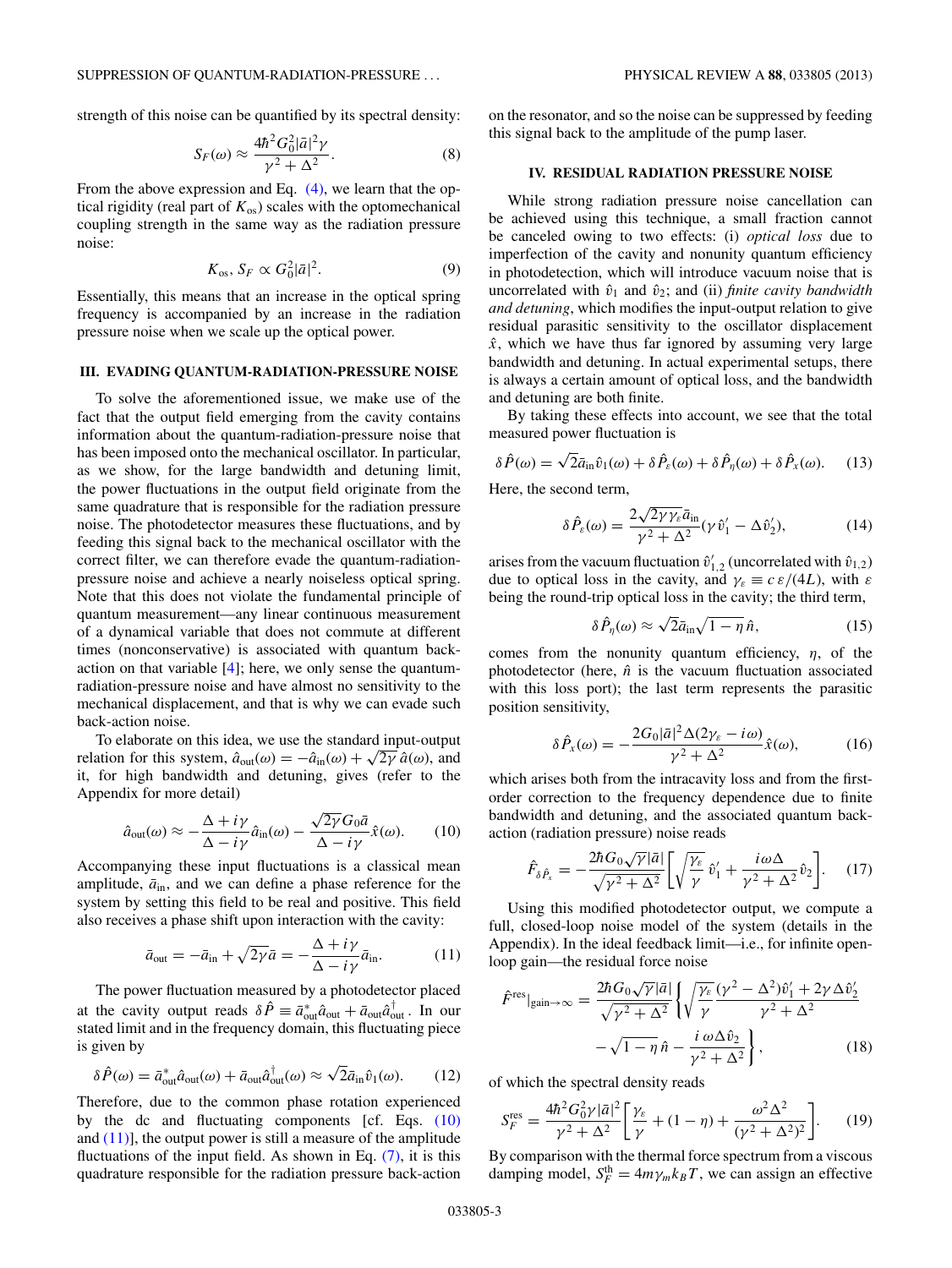strength of this noise can be quantified by its spectral density:

$$S_F(\omega) \approx \frac{4\hbar^2 G_0^2 |\bar{a}|^2 \gamma}{\gamma^2 + \Delta^2}. \tag{8}$$

From the above expression and Eq. (4), we learn that the optical rigidity (real part of $K_{\rm os}$) scales with the optomechanical coupling strength in the same way as the radiation pressure noise:

$$K_{\rm os}, S_F \propto G_0^2 |\bar{a}|^2. \tag{9}$$

Essentially, this means that an increase in the optical spring frequency is accompanied by an increase in the radiation pressure noise when we scale up the optical power.

## III. EVADING QUANTUM-RADIATION-PRESSURE NOISE

To solve the aforementioned issue, we make use of the fact that the output field emerging from the cavity contains information about the quantum-radiation-pressure noise that has been imposed onto the mechanical oscillator. In particular, as we show, for the large bandwidth and detuning limit, the power fluctuations in the output field originate from the same quadrature that is responsible for the radiation pressure noise. The photodetector measures these fluctuations, and by feeding this signal back to the mechanical oscillator with the correct filter, we can therefore evade the quantum-radiation-pressure noise and achieve a nearly noiseless optical spring. Note that this does not violate the fundamental principle of quantum measurement—any linear continuous measurement of a dynamical variable that does not commute at different times (nonconservative) is associated with quantum back-action on that variable [4]; here, we only sense the quantum-radiation-pressure noise and have almost no sensitivity to the mechanical displacement, and that is why we can evade such back-action noise.

To elaborate on this idea, we use the standard input-output relation for this system, $\hat{a}_{\rm out}(\omega) = -\hat{a}_{\rm in}(\omega) + \sqrt{2\gamma}\,\hat{a}(\omega)$, and it, for high bandwidth and detuning, gives (refer to the Appendix for more detail)

$$\hat{a}_{\rm out}(\omega) \approx -\frac{\Delta + i\gamma}{\Delta - i\gamma}\hat{a}_{\rm in}(\omega) - \frac{\sqrt{2\gamma}G_0\bar{a}}{\Delta - i\gamma}\hat{x}(\omega). \tag{10}$$

Accompanying these input fluctuations is a classical mean amplitude, $\bar{a}_{\rm in}$, and we can define a phase reference for the system by setting this field to be real and positive. This field also receives a phase shift upon interaction with the cavity:

$$\bar{a}_{\rm out} = -\bar{a}_{\rm in} + \sqrt{2\gamma}\bar{a} = -\frac{\Delta + i\gamma}{\Delta - i\gamma}\bar{a}_{\rm in}. \tag{11}$$

The power fluctuation measured by a photodetector placed at the cavity output reads $\delta\hat{P} \equiv \bar{a}_{\rm out}^*\hat{a}_{\rm out} + \bar{a}_{\rm out}\hat{a}_{\rm out}^\dagger$. In our stated limit and in the frequency domain, this fluctuating piece is given by

$$\delta\hat{P}(\omega) = \bar{a}_{\rm out}^*\hat{a}_{\rm out}(\omega) + \bar{a}_{\rm out}\hat{a}_{\rm out}^\dagger(\omega) \approx \sqrt{2}\bar{a}_{\rm in}\hat{v}_1(\omega). \tag{12}$$

Therefore, due to the common phase rotation experienced by the dc and fluctuating components [cf. Eqs. (10) and (11)], the output power is still a measure of the amplitude fluctuations of the input field. As shown in Eq. (7), it is this quadrature responsible for the radiation pressure back-action on the resonator, and so the noise can be suppressed by feeding this signal back to the amplitude of the pump laser.

## IV. RESIDUAL RADIATION PRESSURE NOISE

While strong radiation pressure noise cancellation can be achieved using this technique, a small fraction cannot be canceled owing to two effects: (i) *optical loss* due to imperfection of the cavity and nonunity quantum efficiency in photodetection, which will introduce vacuum noise that is uncorrelated with $\hat{v}_1$ and $\hat{v}_2$; and (ii) *finite cavity bandwidth and detuning*, which modifies the input-output relation to give residual parasitic sensitivity to the oscillator displacement $\hat{x}$, which we have thus far ignored by assuming very large bandwidth and detuning. In actual experimental setups, there is always a certain amount of optical loss, and the bandwidth and detuning are both finite.

By taking these effects into account, we see that the total measured power fluctuation is

$$\delta\hat{P}(\omega) = \sqrt{2}\bar{a}_{\rm in}\hat{v}_1(\omega) + \delta\hat{P}_\varepsilon(\omega) + \delta\hat{P}_\eta(\omega) + \delta\hat{P}_x(\omega). \tag{13}$$

Here, the second term,

$$\delta\hat{P}_\varepsilon(\omega) = \frac{2\sqrt{2\gamma\gamma_\varepsilon}\bar{a}_{\rm in}}{\gamma^2 + \Delta^2}(\gamma\hat{v}_1' - \Delta\hat{v}_2'), \tag{14}$$

arises from the vacuum fluctuation $\hat{v}_{1,2}'$ (uncorrelated with $\hat{v}_{1,2}$) due to optical loss in the cavity, and $\gamma_\varepsilon \equiv c\,\varepsilon/(4L)$, with $\varepsilon$ being the round-trip optical loss in the cavity; the third term,

$$\delta\hat{P}_\eta(\omega) \approx \sqrt{2}\bar{a}_{\rm in}\sqrt{1-\eta}\,\hat{n}, \tag{15}$$

comes from the nonunity quantum efficiency, $\eta$, of the photodetector (here, $\hat{n}$ is the vacuum fluctuation associated with this loss port); the last term represents the parasitic position sensitivity,

$$\delta\hat{P}_x(\omega) = -\frac{2G_0|\bar{a}|^2\Delta(2\gamma_\varepsilon - i\omega)}{\gamma^2 + \Delta^2}\hat{x}(\omega), \tag{16}$$

which arises both from the intracavity loss and from the first-order correction to the frequency dependence due to finite bandwidth and detuning, and the associated quantum back-action (radiation pressure) noise reads

$$\hat{F}_{\delta\hat{P}_x} = -\frac{2\hbar G_0\sqrt{\gamma}|\bar{a}|}{\sqrt{\gamma^2 + \Delta^2}}\left[\sqrt{\frac{\gamma_\varepsilon}{\gamma}}\,\hat{v}_1' + \frac{i\omega\Delta}{\gamma^2 + \Delta^2}\hat{v}_2\right]. \tag{17}$$

Using this modified photodetector output, we compute a full, closed-loop noise model of the system (details in the Appendix). In the ideal feedback limit—i.e., for infinite open-loop gain—the residual force noise

$$\hat{F}^{\rm res}|_{\rm gain\to\infty} = \frac{2\hbar G_0\sqrt{\gamma}|\bar{a}|}{\sqrt{\gamma^2 + \Delta^2}}\left\{\sqrt{\frac{\gamma_\varepsilon}{\gamma}}\frac{(\gamma^2 - \Delta^2)\hat{v}_1' + 2\gamma\Delta\hat{v}_2'}{\gamma^2 + \Delta^2} - \sqrt{1-\eta}\,\hat{n} - \frac{i\,\omega\Delta\hat{v}_2}{\gamma^2 + \Delta^2}\right\}, \tag{18}$$

of which the spectral density reads

$$S_F^{\rm res} = \frac{4\hbar^2 G_0^2\gamma|\bar{a}|^2}{\gamma^2 + \Delta^2}\left[\frac{\gamma_\varepsilon}{\gamma} + (1-\eta) + \frac{\omega^2\Delta^2}{(\gamma^2 + \Delta^2)^2}\right]. \tag{19}$$

By comparison with the thermal force spectrum from a viscous damping model, $S_F^{\rm th} = 4m\gamma_m k_B T$, we can assign an effective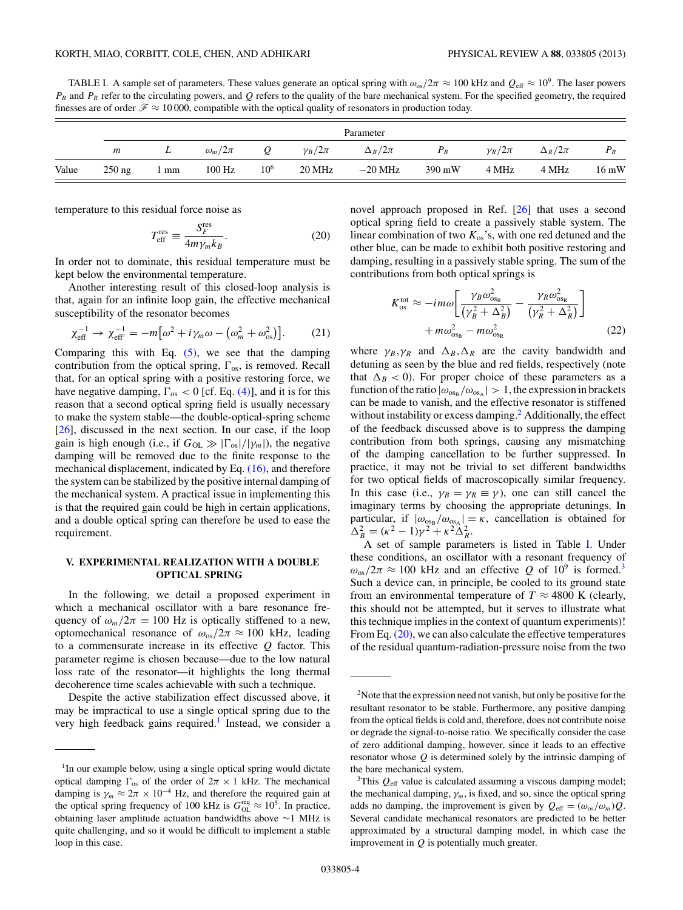TABLE I. A sample set of parameters. These values generate an optical spring with $\omega_{os}/2\pi \approx 100$ kHz and $Q_{eff} \approx 10^9$. The laser powers $P_B$ and $P_R$ refer to the circulating powers, and $Q$ refers to the quality of the bare mechanical system. For the specified geometry, the required finesses are of order $\mathscr{F} \approx 10\,000$, compatible with the optical quality of resonators in production today.

| | Parameter | | | | | | | | | | |
|---|---|---|---|---|---|---|---|---|---|---|---|
| | $m$ | $L$ | $\omega_m/2\pi$ | $Q$ | $\gamma_B/2\pi$ | $\Delta_B/2\pi$ | $P_B$ | $\gamma_R/2\pi$ | $\Delta_R/2\pi$ | $P_R$ |
| Value | 250 ng | 1 mm | 100 Hz | $10^6$ | 20 MHz | −20 MHz | 390 mW | 4 MHz | 4 MHz | 16 mW |

temperature to this residual force noise as

$$T_{\rm eff}^{\rm res} \equiv \frac{S_F^{\rm res}}{4m\gamma_m k_B}. \tag{20}$$

In order not to dominate, this residual temperature must be kept below the environmental temperature.

Another interesting result of this closed-loop analysis is that, again for an infinite loop gain, the effective mechanical susceptibility of the resonator becomes

$$\chi_{\rm eff}^{-1} \to \chi_{\rm eff'}^{-1} = -m\left[\omega^2 + i\gamma_m\omega - \left(\omega_m^2 + \omega_{\rm os}^2\right)\right]. \tag{21}$$

Comparing this with Eq. (5), we see that the damping contribution from the optical spring, $\Gamma_{\rm os}$, is removed. Recall that, for an optical spring with a positive restoring force, we have negative damping, $\Gamma_{\rm os} < 0$ [cf. Eq. (4)], and it is for this reason that a second optical spring field is usually necessary to make the system stable—the double-optical-spring scheme [26], discussed in the next section. In our case, if the loop gain is high enough (i.e., if $G_{\rm OL} \gg |\Gamma_{\rm os}|/|\gamma_m|$), the negative damping will be removed due to the finite response to the mechanical displacement, indicated by Eq. (16), and therefore the system can be stabilized by the positive internal damping of the mechanical system. A practical issue in implementing this is that the required gain could be high in certain applications, and a double optical spring can therefore be used to ease the requirement.

## V. EXPERIMENTAL REALIZATION WITH A DOUBLE OPTICAL SPRING

In the following, we detail a proposed experiment in which a mechanical oscillator with a bare resonance frequency of $\omega_m/2\pi = 100$ Hz is optically stiffened to a new, optomechanical resonance of $\omega_{\rm os}/2\pi \approx 100$ kHz, leading to a commensurate increase in its effective $Q$ factor. This parameter regime is chosen because—due to the low natural loss rate of the resonator—it highlights the long thermal decoherence time scales achievable with such a technique.

Despite the active stabilization effect discussed above, it may be impractical to use a single optical spring due to the very high feedback gains required.[1] Instead, we consider a novel approach proposed in Ref. [26] that uses a second optical spring field to create a passively stable system. The linear combination of two $K_{\rm os}$'s, with one red detuned and the other blue, can be made to exhibit both positive restoring and damping, resulting in a passively stable spring. The sum of the contributions from both optical springs is

$$K_{\rm os}^{\rm tot} \approx -im\omega\left[\frac{\gamma_B\omega_{\rm os_B}^2}{\left(\gamma_B^2 + \Delta_B^2\right)} - \frac{\gamma_R\omega_{\rm os_R}^2}{\left(\gamma_R^2 + \Delta_R^2\right)}\right] + m\omega_{\rm os_B}^2 - m\omega_{\rm os_R}^2 \tag{22}$$

where $\gamma_B,\gamma_R$ and $\Delta_B,\Delta_R$ are the cavity bandwidth and detuning as seen by the blue and red fields, respectively (note that $\Delta_B < 0$). For proper choice of these parameters as a function of the ratio $|\omega_{\rm os_B}/\omega_{\rm os_A}| > 1$, the expression in brackets can be made to vanish, and the effective resonator is stiffened without instability or excess damping.[2] Additionally, the effect of the feedback discussed above is to suppress the damping contribution from both springs, causing any mismatching of the damping cancellation to be further suppressed. In practice, it may not be trivial to set different bandwidths for two optical fields of macroscopically similar frequency. In this case (i.e., $\gamma_B = \gamma_R \equiv \gamma$), one can still cancel the imaginary terms by choosing the appropriate detunings. In particular, if $|\omega_{\rm os_B}/\omega_{\rm os_A}| = \kappa$, cancellation is obtained for $\Delta_B^2 = (\kappa^2 - 1)\gamma^2 + \kappa^2\Delta_R^2$.

A set of sample parameters is listed in Table I. Under these conditions, an oscillator with a resonant frequency of $\omega_{\rm os}/2\pi \approx 100$ kHz and an effective $Q$ of $10^9$ is formed.[3] Such a device can, in principle, be cooled to its ground state from an environmental temperature of $T \approx 4800$ K (clearly, this should not be attempted, but it serves to illustrate what this technique implies in the context of quantum experiments)! From Eq. (20), we can also calculate the effective temperatures of the residual quantum-radiation-pressure noise from the two

---

[1] In our example below, using a single optical spring would dictate optical damping $\Gamma_{\rm os}$ of the order of $2\pi \times 1$ kHz. The mechanical damping is $\gamma_m \approx 2\pi \times 10^{-4}$ Hz, and therefore the required gain at the optical spring frequency of 100 kHz is $G_{\rm OL}^{\rm req} \approx 10^5$. In practice, obtaining laser amplitude actuation bandwidths above ∼1 MHz is quite challenging, and so it would be difficult to implement a stable loop in this case.

[2] Note that the expression need not vanish, but only be positive for the resultant resonator to be stable. Furthermore, any positive damping from the optical fields is cold and, therefore, does not contribute noise or degrade the signal-to-noise ratio. We specifically consider the case of zero additional damping, however, since it leads to an effective resonator whose $Q$ is determined solely by the intrinsic damping of the bare mechanical system.

[3] This $Q_{\rm eff}$ value is calculated assuming a viscous damping model; the mechanical damping, $\gamma_m$, is fixed, and so, since the optical spring adds no damping, the improvement is given by $Q_{\rm eff} = (\omega_{\rm os}/\omega_m)Q$. Several candidate mechanical resonators are predicted to be better approximated by a structural damping model, in which case the improvement in $Q$ is potentially much greater.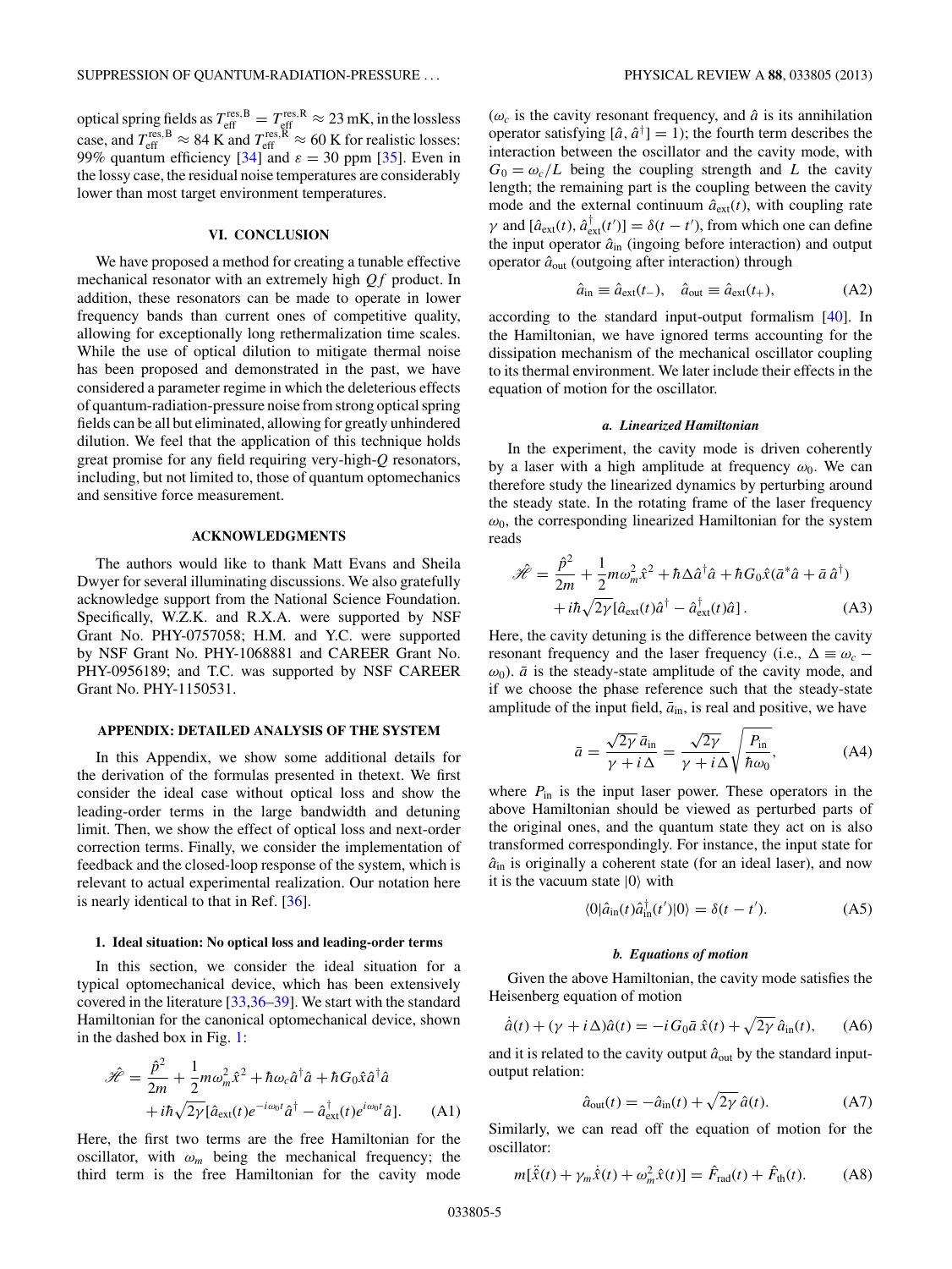optical spring fields as $T_{\rm eff}^{\rm res,B} = T_{\rm eff}^{\rm res,R} \approx 23$ mK, in the lossless case, and $T_{\rm eff}^{\rm res,B} \approx 84$ K and $T_{\rm eff}^{\rm res,R} \approx 60$ K for realistic losses: 99% quantum efficiency [34] and $\varepsilon = 30$ ppm [35]. Even in the lossy case, the residual noise temperatures are considerably lower than most target environment temperatures.

## VI. CONCLUSION

We have proposed a method for creating a tunable effective mechanical resonator with an extremely high $Qf$ product. In addition, these resonators can be made to operate in lower frequency bands than current ones of competitive quality, allowing for exceptionally long rethermalization time scales. While the use of optical dilution to mitigate thermal noise has been proposed and demonstrated in the past, we have considered a parameter regime in which the deleterious effects of quantum-radiation-pressure noise from strong optical spring fields can be all but eliminated, allowing for greatly unhindered dilution. We feel that the application of this technique holds great promise for any field requiring very-high-$Q$ resonators, including, but not limited to, those of quantum optomechanics and sensitive force measurement.

## ACKNOWLEDGMENTS

The authors would like to thank Matt Evans and Sheila Dwyer for several illuminating discussions. We also gratefully acknowledge support from the National Science Foundation. Specifically, W.Z.K. and R.X.A. were supported by NSF Grant No. PHY-0757058; H.M. and Y.C. were supported by NSF Grant No. PHY-1068881 and CAREER Grant No. PHY-0956189; and T.C. was supported by NSF CAREER Grant No. PHY-1150531.

## APPENDIX: DETAILED ANALYSIS OF THE SYSTEM

In this Appendix, we show some additional details for the derivation of the formulas presented in thetext. We first consider the ideal case without optical loss and show the leading-order terms in the large bandwidth and detuning limit. Then, we show the effect of optical loss and next-order correction terms. Finally, we consider the implementation of feedback and the closed-loop response of the system, which is relevant to actual experimental realization. Our notation here is nearly identical to that in Ref. [36].

### 1. Ideal situation: No optical loss and leading-order terms

In this section, we consider the ideal situation for a typical optomechanical device, which has been extensively covered in the literature [33,36–39]. We start with the standard Hamiltonian for the canonical optomechanical device, shown in the dashed box in Fig. 1:

$$\hat{\mathscr{H}} = \frac{\hat{p}^2}{2m} + \frac{1}{2}m\omega_m^2\hat{x}^2 + \hbar\omega_c\hat{a}^\dagger\hat{a} + \hbar G_0\hat{x}\hat{a}^\dagger\hat{a} + i\hbar\sqrt{2\gamma}[\hat{a}_{\rm ext}(t)e^{-i\omega_0 t}\hat{a}^\dagger - \hat{a}_{\rm ext}^\dagger(t)e^{i\omega_0 t}\hat{a}]. \tag{A1}$$

Here, the first two terms are the free Hamiltonian for the oscillator, with $\omega_m$ being the mechanical frequency; the third term is the free Hamiltonian for the cavity mode ($\omega_c$ is the cavity resonant frequency, and $\hat{a}$ is its annihilation operator satisfying $[\hat{a},\hat{a}^\dagger] = 1$); the fourth term describes the interaction between the oscillator and the cavity mode, with $G_0 = \omega_c/L$ being the coupling strength and $L$ the cavity length; the remaining part is the coupling between the cavity mode and the external continuum $\hat{a}_{\rm ext}(t)$, with coupling rate $\gamma$ and $[\hat{a}_{\rm ext}(t),\hat{a}_{\rm ext}^\dagger(t')] = \delta(t-t')$, from which one can define the input operator $\hat{a}_{\rm in}$ (ingoing before interaction) and output operator $\hat{a}_{\rm out}$ (outgoing after interaction) through

$$\hat{a}_{\rm in} \equiv \hat{a}_{\rm ext}(t_-), \quad \hat{a}_{\rm out} \equiv \hat{a}_{\rm ext}(t_+), \tag{A2}$$

according to the standard input-output formalism [40]. In the Hamiltonian, we have ignored terms accounting for the dissipation mechanism of the mechanical oscillator coupling to its thermal environment. We later include their effects in the equation of motion for the oscillator.

#### *a. Linearized Hamiltonian*

In the experiment, the cavity mode is driven coherently by a laser with a high amplitude at frequency $\omega_0$. We can therefore study the linearized dynamics by perturbing around the steady state. In the rotating frame of the laser frequency $\omega_0$, the corresponding linearized Hamiltonian for the system reads

$$\hat{\mathscr{H}} = \frac{\hat{p}^2}{2m} + \frac{1}{2}m\omega_m^2\hat{x}^2 + \hbar\Delta\hat{a}^\dagger\hat{a} + \hbar G_0\hat{x}(\bar{a}^*\hat{a} + \bar{a}\,\hat{a}^\dagger) + i\hbar\sqrt{2\gamma}[\hat{a}_{\rm ext}(t)\hat{a}^\dagger - \hat{a}_{\rm ext}^\dagger(t)\hat{a}]. \tag{A3}$$

Here, the cavity detuning is the difference between the cavity resonant frequency and the laser frequency (i.e., $\Delta \equiv \omega_c - \omega_0$). $\bar{a}$ is the steady-state amplitude of the cavity mode, and if we choose the phase reference such that the steady-state amplitude of the input field, $\bar{a}_{\rm in}$, is real and positive, we have

$$\bar{a} = \frac{\sqrt{2\gamma}\,\bar{a}_{\rm in}}{\gamma + i\Delta} = \frac{\sqrt{2\gamma}}{\gamma + i\Delta}\sqrt{\frac{P_{\rm in}}{\hbar\omega_0}}, \tag{A4}$$

where $P_{\rm in}$ is the input laser power. These operators in the above Hamiltonian should be viewed as perturbed parts of the original ones, and the quantum state they act on is also transformed correspondingly. For instance, the input state for $\hat{a}_{\rm in}$ is originally a coherent state (for an ideal laser), and now it is the vacuum state $|0\rangle$ with

$$\langle 0|\hat{a}_{\rm in}(t)\hat{a}_{\rm in}^\dagger(t')|0\rangle = \delta(t-t'). \tag{A5}$$

#### *b. Equations of motion*

Given the above Hamiltonian, the cavity mode satisfies the Heisenberg equation of motion

$$\dot{\hat{a}}(t) + (\gamma + i\Delta)\hat{a}(t) = -iG_0\bar{a}\,\hat{x}(t) + \sqrt{2\gamma}\,\hat{a}_{\rm in}(t), \tag{A6}$$

and it is related to the cavity output $\hat{a}_{\rm out}$ by the standard input-output relation:

$$\hat{a}_{\rm out}(t) = -\hat{a}_{\rm in}(t) + \sqrt{2\gamma}\,\hat{a}(t). \tag{A7}$$

Similarly, we can read off the equation of motion for the oscillator:

$$m[\ddot{\hat{x}}(t) + \gamma_m\dot{\hat{x}}(t) + \omega_m^2\hat{x}(t)] = \hat{F}_{\rm rad}(t) + \hat{F}_{\rm th}(t). \tag{A8}$$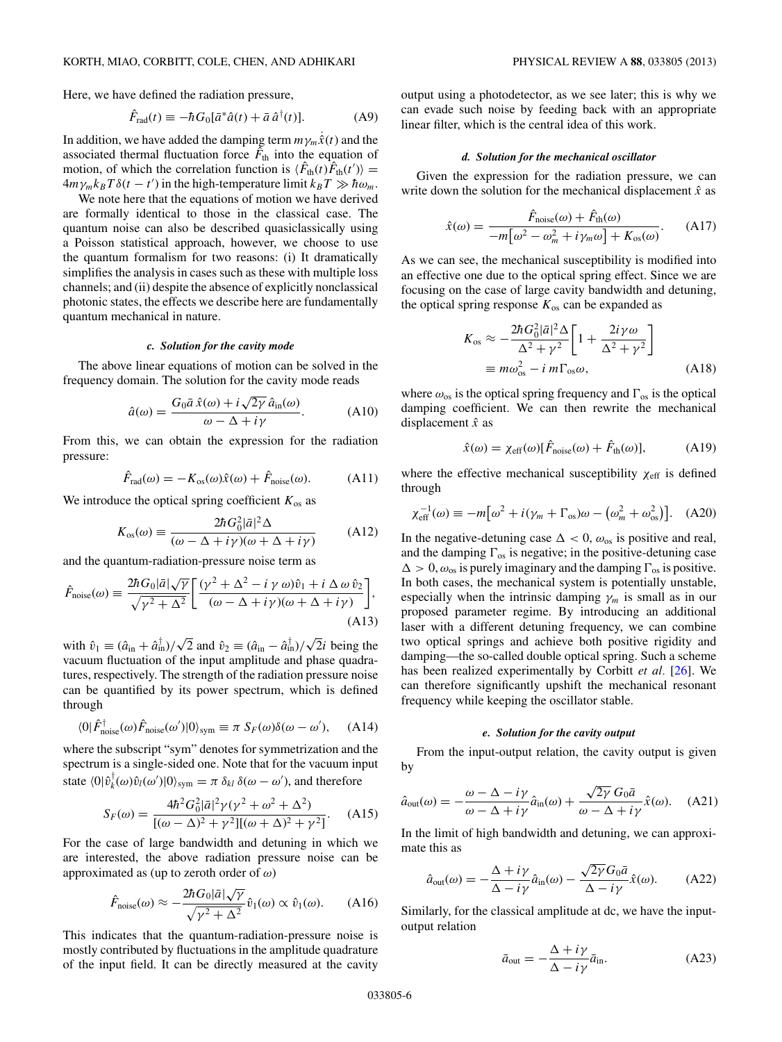Here, we have defined the radiation pressure,

$$\hat{F}_{\rm rad}(t) \equiv -\hbar G_0[\bar{a}^* \hat{a}(t) + \bar{a}\,\hat{a}^\dagger(t)]. \tag{A9}$$

In addition, we have added the damping term $m\gamma_m\dot{\hat{x}}(t)$ and the associated thermal fluctuation force $\hat{F}_{\rm th}$ into the equation of motion, of which the correlation function is $\langle \hat{F}_{\rm th}(t)\hat{F}_{\rm th}(t')\rangle = 4m\gamma_m k_B T\delta(t-t')$ in the high-temperature limit $k_B T \gg \hbar\omega_m$.

We note here that the equations of motion we have derived are formally identical to those in the classical case. The quantum noise can also be described quasiclassically using a Poisson statistical approach, however, we choose to use the quantum formalism for two reasons: (i) It dramatically simplifies the analysis in cases such as these with multiple loss channels; and (ii) despite the absence of explicitly nonclassical photonic states, the effects we describe here are fundamentally quantum mechanical in nature.

#### *c. Solution for the cavity mode*

The above linear equations of motion can be solved in the frequency domain. The solution for the cavity mode reads

$$\hat{a}(\omega) = \frac{G_0\bar{a}\,\hat{x}(\omega) + i\sqrt{2\gamma}\,\hat{a}_{\rm in}(\omega)}{\omega - \Delta + i\gamma}. \tag{A10}$$

From this, we can obtain the expression for the radiation pressure:

$$\hat{F}_{\rm rad}(\omega) = -K_{\rm os}(\omega)\hat{x}(\omega) + \hat{F}_{\rm noise}(\omega). \tag{A11}$$

We introduce the optical spring coefficient $K_{\rm os}$ as

$$K_{\rm os}(\omega) \equiv \frac{2\hbar G_0^2|\bar{a}|^2\Delta}{(\omega - \Delta + i\gamma)(\omega + \Delta + i\gamma)} \tag{A12}$$

and the quantum-radiation-pressure noise term as

$$\hat{F}_{\rm noise}(\omega) \equiv \frac{2\hbar G_0|\bar{a}|\sqrt{\gamma}}{\sqrt{\gamma^2+\Delta^2}}\left[\frac{(\gamma^2+\Delta^2 - i\,\gamma\,\omega)\hat{v}_1 + i\,\Delta\,\omega\,\hat{v}_2}{(\omega-\Delta+i\gamma)(\omega+\Delta+i\gamma)}\right], \tag{A13}$$

with $\hat{v}_1 \equiv (\hat{a}_{\rm in} + \hat{a}_{\rm in}^\dagger)/\sqrt{2}$ and $\hat{v}_2 \equiv (\hat{a}_{\rm in} - \hat{a}_{\rm in}^\dagger)/\sqrt{2}i$ being the vacuum fluctuation of the input amplitude and phase quadratures, respectively. The strength of the radiation pressure noise can be quantified by its power spectrum, which is defined through

$$\langle 0|\hat{F}^\dagger_{\rm noise}(\omega)\hat{F}_{\rm noise}(\omega')|0\rangle_{\rm sym} \equiv \pi\, S_F(\omega)\delta(\omega-\omega'), \tag{A14}$$

where the subscript "sym" denotes for symmetrization and the spectrum is a single-sided one. Note that for the vacuum input state $\langle 0|\hat{v}_k^\dagger(\omega)\hat{v}_l(\omega')|0\rangle_{\rm sym} = \pi\,\delta_{kl}\,\delta(\omega-\omega')$, and therefore

$$S_F(\omega) = \frac{4\hbar^2 G_0^2|\bar{a}|^2\gamma(\gamma^2+\omega^2+\Delta^2)}{[(\omega-\Delta)^2+\gamma^2][(\omega+\Delta)^2+\gamma^2]}. \tag{A15}$$

For the case of large bandwidth and detuning in which we are interested, the above radiation pressure noise can be approximated as (up to zeroth order of $\omega$)

$$\hat{F}_{\rm noise}(\omega) \approx -\frac{2\hbar G_0|\bar{a}|\sqrt{\gamma}}{\sqrt{\gamma^2+\Delta^2}}\hat{v}_1(\omega) \propto \hat{v}_1(\omega). \tag{A16}$$

This indicates that the quantum-radiation-pressure noise is mostly contributed by fluctuations in the amplitude quadrature of the input field. It can be directly measured at the cavity output using a photodetector, as we see later; this is why we can evade such noise by feeding back with an appropriate linear filter, which is the central idea of this work.

#### *d. Solution for the mechanical oscillator*

Given the expression for the radiation pressure, we can write down the solution for the mechanical displacement $\hat{x}$ as

$$\hat{x}(\omega) = \frac{\hat{F}_{\rm noise}(\omega) + \hat{F}_{\rm th}(\omega)}{-m\left[\omega^2 - \omega_m^2 + i\gamma_m\omega\right] + K_{\rm os}(\omega)}. \tag{A17}$$

As we can see, the mechanical susceptibility is modified into an effective one due to the optical spring effect. Since we are focusing on the case of large cavity bandwidth and detuning, the optical spring response $K_{\rm os}$ can be expanded as

$$\begin{aligned} K_{\rm os} &\approx -\frac{2\hbar G_0^2|\bar{a}|^2\Delta}{\Delta^2+\gamma^2}\left[1 + \frac{2i\gamma\omega}{\Delta^2+\gamma^2}\right] \\ &\equiv m\omega_{\rm os}^2 - i\,m\Gamma_{\rm os}\omega, \end{aligned} \tag{A18}$$

where $\omega_{\rm os}$ is the optical spring frequency and $\Gamma_{\rm os}$ is the optical damping coefficient. We can then rewrite the mechanical displacement $\hat{x}$ as

$$\hat{x}(\omega) = \chi_{\rm eff}(\omega)[\hat{F}_{\rm noise}(\omega) + \hat{F}_{\rm th}(\omega)], \tag{A19}$$

where the effective mechanical susceptibility $\chi_{\rm eff}$ is defined through

$$\chi_{\rm eff}^{-1}(\omega) \equiv -m\left[\omega^2 + i(\gamma_m + \Gamma_{\rm os})\omega - \left(\omega_m^2 + \omega_{\rm os}^2\right)\right]. \tag{A20}$$

In the negative-detuning case $\Delta < 0$, $\omega_{\rm os}$ is positive and real, and the damping $\Gamma_{\rm os}$ is negative; in the positive-detuning case $\Delta > 0$, $\omega_{\rm os}$ is purely imaginary and the damping $\Gamma_{\rm os}$ is positive. In both cases, the mechanical system is potentially unstable, especially when the intrinsic damping $\gamma_m$ is small as in our proposed parameter regime. By introducing an additional laser with a different detuning frequency, we can combine two optical springs and achieve both positive rigidity and damping—the so-called double optical spring. Such a scheme has been realized experimentally by Corbitt *et al.* [26]. We can therefore significantly upshift the mechanical resonant frequency while keeping the oscillator stable.

#### *e. Solution for the cavity output*

From the input-output relation, the cavity output is given by

$$\hat{a}_{\rm out}(\omega) = -\frac{\omega-\Delta-i\gamma}{\omega-\Delta+i\gamma}\hat{a}_{\rm in}(\omega) + \frac{\sqrt{2\gamma}\,G_0\bar{a}}{\omega-\Delta+i\gamma}\hat{x}(\omega). \tag{A21}$$

In the limit of high bandwidth and detuning, we can approximate this as

$$\hat{a}_{\rm out}(\omega) = -\frac{\Delta+i\gamma}{\Delta-i\gamma}\hat{a}_{\rm in}(\omega) - \frac{\sqrt{2\gamma}G_0\bar{a}}{\Delta-i\gamma}\hat{x}(\omega). \tag{A22}$$

Similarly, for the classical amplitude at dc, we have the input-output relation

$$\bar{a}_{\rm out} = -\frac{\Delta+i\gamma}{\Delta-i\gamma}\bar{a}_{\rm in}. \tag{A23}$$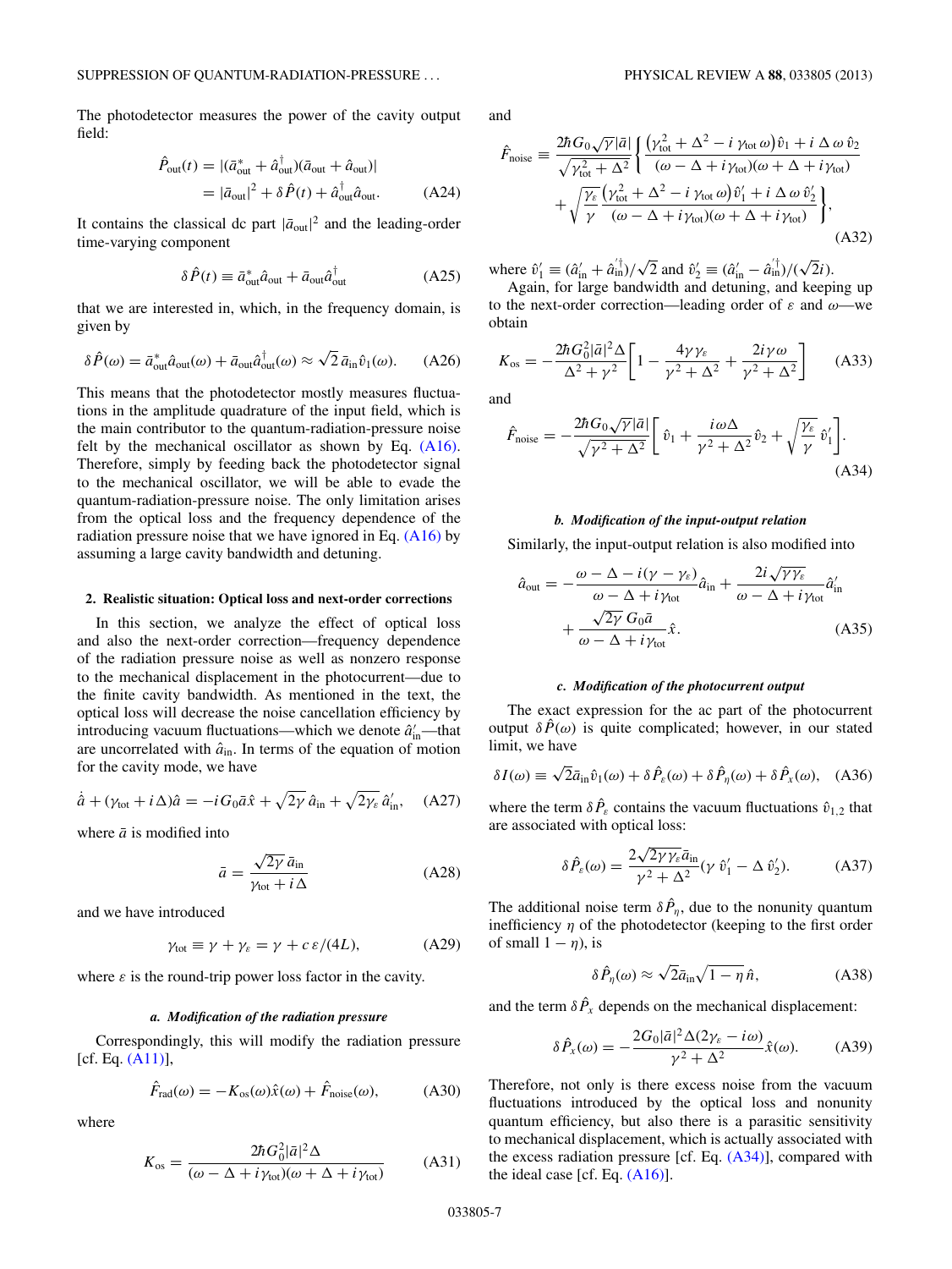The photodetector measures the power of the cavity output field:

$$\hat{P}_{\rm out}(t) = |(\bar{a}^*_{\rm out} + \hat{a}^\dagger_{\rm out})(\bar{a}_{\rm out} + \hat{a}_{\rm out})| \\ = |\bar{a}_{\rm out}|^2 + \delta\hat{P}(t) + \hat{a}^\dagger_{\rm out}\hat{a}_{\rm out}. \tag{A24}$$

It contains the classical dc part $|\bar{a}_{\rm out}|^2$ and the leading-order time-varying component

$$\delta\hat{P}(t) \equiv \bar{a}^*_{\rm out}\hat{a}_{\rm out} + \bar{a}_{\rm out}\hat{a}^\dagger_{\rm out} \tag{A25}$$

that we are interested in, which, in the frequency domain, is given by

$$\delta\hat{P}(\omega) = \bar{a}^*_{\rm out}\hat{a}_{\rm out}(\omega) + \bar{a}_{\rm out}\hat{a}^\dagger_{\rm out}(\omega) \approx \sqrt{2}\,\bar{a}_{\rm in}\hat{v}_1(\omega). \tag{A26}$$

This means that the photodetector mostly measures fluctuations in the amplitude quadrature of the input field, which is the main contributor to the quantum-radiation-pressure noise felt by the mechanical oscillator as shown by Eq. (A16). Therefore, simply by feeding back the photodetector signal to the mechanical oscillator, we will be able to evade the quantum-radiation-pressure noise. The only limitation arises from the optical loss and the frequency dependence of the radiation pressure noise that we have ignored in Eq. (A16) by assuming a large cavity bandwidth and detuning.

### 2. Realistic situation: Optical loss and next-order corrections

In this section, we analyze the effect of optical loss and also the next-order correction—frequency dependence of the radiation pressure noise as well as nonzero response to the mechanical displacement in the photocurrent—due to the finite cavity bandwidth. As mentioned in the text, the optical loss will decrease the noise cancellation efficiency by introducing vacuum fluctuations—which we denote $\hat{a}'_{\rm in}$—that are uncorrelated with $\hat{a}_{\rm in}$. In terms of the equation of motion for the cavity mode, we have

$$\dot{\hat{a}} + (\gamma_{\rm tot} + i\Delta)\hat{a} = -iG_0\bar{a}\hat{x} + \sqrt{2\gamma}\,\hat{a}_{\rm in} + \sqrt{2\gamma_\epsilon}\,\hat{a}'_{\rm in}, \tag{A27}$$

where $\bar{a}$ is modified into

$$\bar{a} = \frac{\sqrt{2\gamma}\,\bar{a}_{\rm in}}{\gamma_{\rm tot} + i\Delta} \tag{A28}$$

and we have introduced

$$\gamma_{\rm tot} \equiv \gamma + \gamma_\epsilon = \gamma + c\,\epsilon/(4L), \tag{A29}$$

where $\epsilon$ is the round-trip power loss factor in the cavity.

#### a. Modification of the radiation pressure

Correspondingly, this will modify the radiation pressure [cf. Eq. (A11)],

$$\hat{F}_{\rm rad}(\omega) = -K_{\rm os}(\omega)\hat{x}(\omega) + \hat{F}_{\rm noise}(\omega), \tag{A30}$$

where

$$K_{\rm os} = \frac{2\hbar G_0^2|\bar{a}|^2\Delta}{(\omega - \Delta + i\gamma_{\rm tot})(\omega + \Delta + i\gamma_{\rm tot})} \tag{A31}$$

and

$$\hat{F}_{\rm noise} \equiv \frac{2\hbar G_0\sqrt{\gamma}|\bar{a}|}{\sqrt{\gamma_{\rm tot}^2 + \Delta^2}}\left\{\frac{(\gamma_{\rm tot}^2 + \Delta^2 - i\,\gamma_{\rm tot}\,\omega)\hat{v}_1 + i\,\Delta\,\omega\,\hat{v}_2}{(\omega - \Delta + i\gamma_{\rm tot})(\omega + \Delta + i\gamma_{\rm tot})} + \sqrt{\frac{\gamma_\epsilon}{\gamma}}\frac{(\gamma_{\rm tot}^2 + \Delta^2 - i\,\gamma_{\rm tot}\,\omega)\hat{v}'_1 + i\,\Delta\,\omega\,\hat{v}'_2}{(\omega - \Delta + i\gamma_{\rm tot})(\omega + \Delta + i\gamma_{\rm tot})}\right\}, \tag{A32}$$

where $\hat{v}'_1 \equiv (\hat{a}'_{\rm in} + \hat{a}'^\dagger_{\rm in})/\sqrt{2}$ and $\hat{v}'_2 \equiv (\hat{a}'_{\rm in} - \hat{a}'^\dagger_{\rm in})/(\sqrt{2}i)$.

Again, for large bandwidth and detuning, and keeping up to the next-order correction—leading order of $\epsilon$ and $\omega$—we obtain

$$K_{\rm os} = -\frac{2\hbar G_0^2|\bar{a}|^2\Delta}{\Delta^2 + \gamma^2}\left[1 - \frac{4\gamma\gamma_\epsilon}{\gamma^2 + \Delta^2} + \frac{2i\gamma\omega}{\gamma^2 + \Delta^2}\right] \tag{A33}$$

and

$$\hat{F}_{\rm noise} = -\frac{2\hbar G_0\sqrt{\gamma}|\bar{a}|}{\sqrt{\gamma^2 + \Delta^2}}\left[\hat{v}_1 + \frac{i\omega\Delta}{\gamma^2 + \Delta^2}\hat{v}_2 + \sqrt{\frac{\gamma_\epsilon}{\gamma}}\,\hat{v}'_1\right]. \tag{A34}$$

#### b. Modification of the input-output relation

Similarly, the input-output relation is also modified into

$$\hat{a}_{\rm out} = -\frac{\omega - \Delta - i(\gamma - \gamma_\epsilon)}{\omega - \Delta + i\gamma_{\rm tot}}\hat{a}_{\rm in} + \frac{2i\sqrt{\gamma\gamma_\epsilon}}{\omega - \Delta + i\gamma_{\rm tot}}\hat{a}'_{\rm in} + \frac{\sqrt{2\gamma}\,G_0\bar{a}}{\omega - \Delta + i\gamma_{\rm tot}}\hat{x}. \tag{A35}$$

#### c. Modification of the photocurrent output

The exact expression for the ac part of the photocurrent output $\delta\hat{P}(\omega)$ is quite complicated; however, in our stated limit, we have

$$\delta I(\omega) \equiv \sqrt{2}\bar{a}_{\rm in}\hat{v}_1(\omega) + \delta\hat{P}_\epsilon(\omega) + \delta\hat{P}_\eta(\omega) + \delta\hat{P}_x(\omega), \tag{A36}$$

where the term $\delta\hat{P}_\epsilon$ contains the vacuum fluctuations $\hat{v}_{1,2}$ that are associated with optical loss:

$$\delta\hat{P}_\epsilon(\omega) = \frac{2\sqrt{2\gamma\gamma_\epsilon}\bar{a}_{\rm in}}{\gamma^2 + \Delta^2}(\gamma\,\hat{v}'_1 - \Delta\,\hat{v}'_2). \tag{A37}$$

The additional noise term $\delta\hat{P}_\eta$, due to the nonunity quantum inefficiency $\eta$ of the photodetector (keeping to the first order of small $1-\eta$), is

$$\delta\hat{P}_\eta(\omega) \approx \sqrt{2}\bar{a}_{\rm in}\sqrt{1-\eta}\,\hat{n}, \tag{A38}$$

and the term $\delta\hat{P}_x$ depends on the mechanical displacement:

$$\delta\hat{P}_x(\omega) = -\frac{2G_0|\bar{a}|^2\Delta(2\gamma_\epsilon - i\omega)}{\gamma^2 + \Delta^2}\hat{x}(\omega). \tag{A39}$$

Therefore, not only is there excess noise from the vacuum fluctuations introduced by the optical loss and nonunity quantum efficiency, but also there is a parasitic sensitivity to mechanical displacement, which is actually associated with the excess radiation pressure [cf. Eq. (A34)], compared with the ideal case [cf. Eq. (A16)].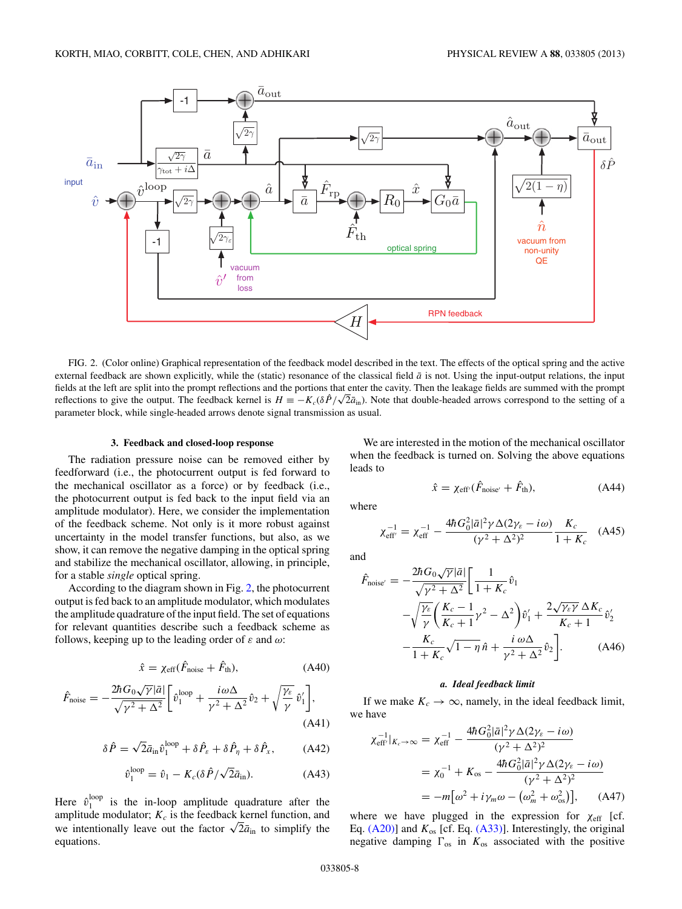FIG. 2. (Color online) Graphical representation of the feedback model described in the text. The effects of the optical spring and the active external feedback are shown explicitly, while the (static) resonance of the classical field $\bar{a}$ is not. Using the input-output relations, the input fields at the left are split into the prompt reflections and the portions that enter the cavity. Then the leakage fields are summed with the prompt reflections to give the output. The feedback kernel is $H \equiv -K_c(\delta\hat{P}/\sqrt{2}\bar{a}_{\rm in})$. Note that double-headed arrows correspond to the setting of a parameter block, while single-headed arrows denote signal transmission as usual.

### 3. Feedback and closed-loop response

The radiation pressure noise can be removed either by feedforward (i.e., the photocurrent output is fed forward to the mechanical oscillator as a force) or by feedback (i.e., the photocurrent output is fed back to the input field via an amplitude modulator). Here, we consider the implementation of the feedback scheme. Not only is it more robust against uncertainty in the model transfer functions, but also, as we show, it can remove the negative damping in the optical spring and stabilize the mechanical oscillator, allowing, in principle, for a stable *single* optical spring.

According to the diagram shown in Fig. 2, the photocurrent output is fed back to an amplitude modulator, which modulates the amplitude quadrature of the input field. The set of equations for relevant quantities describe such a feedback scheme as follows, keeping up to the leading order of $\varepsilon$ and $\omega$:

$$\hat{x} = \chi_{\rm eff}(\hat{F}_{\rm noise} + \hat{F}_{\rm th}), \tag{A40}$$

$$\hat{F}_{\rm noise} = -\frac{2\hbar G_0\sqrt{\gamma}|\bar{a}|}{\sqrt{\gamma^2+\Delta^2}}\left[\hat{v}_1^{\rm loop} + \frac{i\omega\Delta}{\gamma^2+\Delta^2}\hat{v}_2 + \sqrt{\frac{\gamma_\varepsilon}{\gamma}}\,\hat{v}_1'\right], \tag{A41}$$

$$\delta\hat{P} = \sqrt{2}\bar{a}_{\rm in}\hat{v}_1^{\rm loop} + \delta\hat{P}_\varepsilon + \delta\hat{P}_\eta + \delta\hat{P}_x, \tag{A42}$$

$$\hat{v}_1^{\rm loop} = \hat{v}_1 - K_c(\delta\hat{P}/\sqrt{2}\bar{a}_{\rm in}). \tag{A43}$$

Here $\hat{v}_1^{\rm loop}$ is the in-loop amplitude quadrature after the amplitude modulator; $K_c$ is the feedback kernel function, and we intentionally leave out the factor $\sqrt{2}\bar{a}_{\rm in}$ to simplify the equations.

We are interested in the motion of the mechanical oscillator when the feedback is turned on. Solving the above equations leads to

$$\hat{x} = \chi_{\rm eff'}(\hat{F}_{\rm noise'} + \hat{F}_{\rm th}), \tag{A44}$$

where

$$\chi_{\rm eff'}^{-1} = \chi_{\rm eff}^{-1} - \frac{4\hbar G_0^2|\bar{a}|^2\gamma\Delta(2\gamma_\varepsilon - i\omega)}{(\gamma^2+\Delta^2)^2}\,\frac{K_c}{1+K_c} \tag{A45}$$

and

$$\hat{F}_{\rm noise'} = -\frac{2\hbar G_0\sqrt{\gamma}|\bar{a}|}{\sqrt{\gamma^2+\Delta^2}}\left[\frac{1}{1+K_c}\hat{v}_1 - \sqrt{\frac{\gamma_\varepsilon}{\gamma}}\left(\frac{K_c-1}{K_c+1}\gamma^2 - \Delta^2\right)\hat{v}_1' + \frac{2\sqrt{\gamma_\varepsilon\gamma}\,\Delta K_c}{K_c+1}\hat{v}_2' - \frac{K_c}{1+K_c}\sqrt{1-\eta}\,\hat{n} + \frac{i\,\omega\Delta}{\gamma^2+\Delta^2}\hat{v}_2\right]. \tag{A46}$$

#### a. Ideal feedback limit

If we make $K_c \to \infty$, namely, in the ideal feedback limit, we have

$$\begin{aligned}
\chi_{\rm eff'}^{-1}\big|_{K_c\to\infty} &= \chi_{\rm eff}^{-1} - \frac{4\hbar G_0^2|\bar{a}|^2\gamma\Delta(2\gamma_\varepsilon - i\omega)}{(\gamma^2+\Delta^2)^2}\\
&= \chi_0^{-1} + K_{\rm os} - \frac{4\hbar G_0^2|\bar{a}|^2\gamma\Delta(2\gamma_\varepsilon - i\omega)}{(\gamma^2+\Delta^2)^2}\\
&= -m\left[\omega^2 + i\gamma_m\omega - \left(\omega_m^2 + \omega_{\rm os}^2\right)\right],
\end{aligned} \tag{A47}$$

where we have plugged in the expression for $\chi_{\rm eff}$ [cf. Eq. (A20)] and $K_{\rm os}$ [cf. Eq. (A33)]. Interestingly, the original negative damping $\Gamma_{\rm os}$ in $K_{\rm os}$ associated with the positive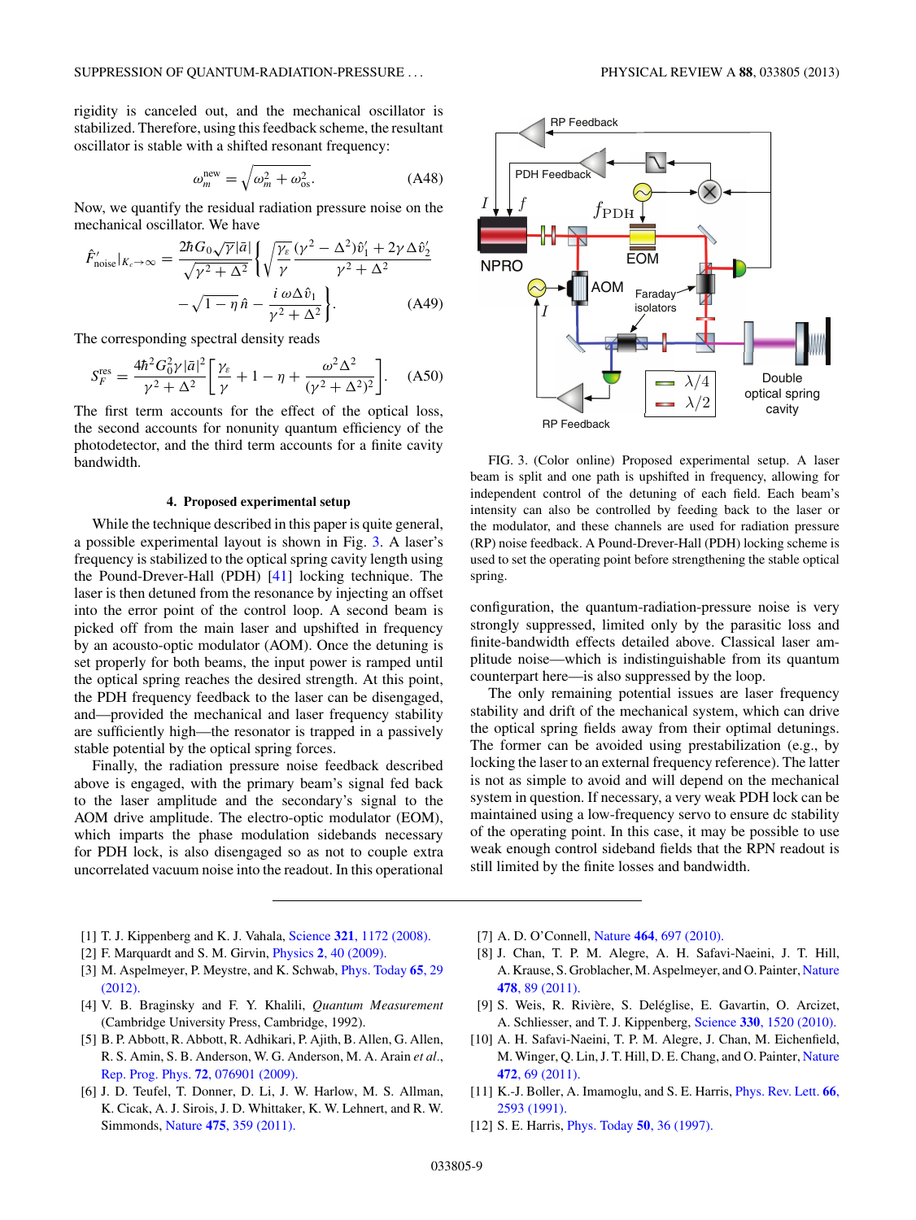rigidity is canceled out, and the mechanical oscillator is stabilized. Therefore, using this feedback scheme, the resultant oscillator is stable with a shifted resonant frequency:

$$\omega_m^{\text{new}} = \sqrt{\omega_m^2 + \omega_{\text{os}}^2}. \tag{A48}$$

Now, we quantify the residual radiation pressure noise on the mechanical oscillator. We have

$$\hat{F}'_{\text{noise}}|_{K_c\to\infty} = \frac{2\hbar G_0\sqrt{\gamma}|\bar{a}|}{\sqrt{\gamma^2+\Delta^2}}\left\{\sqrt{\frac{\gamma_\varepsilon}{\gamma}}\frac{(\gamma^2-\Delta^2)\hat{v}'_1+2\gamma\Delta\hat{v}'_2}{\gamma^2+\Delta^2}\right.$$
$$\left.-\sqrt{1-\eta}\,\hat{n} - \frac{i\,\omega\Delta\hat{v}_1}{\gamma^2+\Delta^2}\right\}. \tag{A49}$$

The corresponding spectral density reads

$$S_F^{\text{res}} = \frac{4\hbar^2 G_0^2\gamma|\bar{a}|^2}{\gamma^2+\Delta^2}\left[\frac{\gamma_\varepsilon}{\gamma}+1-\eta+\frac{\omega^2\Delta^2}{(\gamma^2+\Delta^2)^2}\right]. \tag{A50}$$

The first term accounts for the effect of the optical loss, the second accounts for nonunity quantum efficiency of the photodetector, and the third term accounts for a finite cavity bandwidth.

#### 4. Proposed experimental setup

While the technique described in this paper is quite general, a possible experimental layout is shown in Fig. 3. A laser's frequency is stabilized to the optical spring cavity length using the Pound-Drever-Hall (PDH) [41] locking technique. The laser is then detuned from the resonance by injecting an offset into the error point of the control loop. A second beam is picked off from the main laser and upshifted in frequency by an acousto-optic modulator (AOM). Once the detuning is set properly for both beams, the input power is ramped until the optical spring reaches the desired strength. At this point, the PDH frequency feedback to the laser can be disengaged, and—provided the mechanical and laser frequency stability are sufficiently high—the resonator is trapped in a passively stable potential by the optical spring forces.

Finally, the radiation pressure noise feedback described above is engaged, with the primary beam's signal fed back to the laser amplitude and the secondary's signal to the AOM drive amplitude. The electro-optic modulator (EOM), which imparts the phase modulation sidebands necessary for PDH lock, is also disengaged so as not to couple extra uncorrelated vacuum noise into the readout. In this operational configuration, the quantum-radiation-pressure noise is very strongly suppressed, limited only by the parasitic loss and finite-bandwidth effects detailed above. Classical laser amplitude noise—which is indistinguishable from its quantum counterpart here—is also suppressed by the loop.

The only remaining potential issues are laser frequency stability and drift of the mechanical system, which can drive the optical spring fields away from their optimal detunings. The former can be avoided using prestabilization (e.g., by locking the laser to an external frequency reference). The latter is not as simple to avoid and will depend on the mechanical system in question. If necessary, a very weak PDH lock can be maintained using a low-frequency servo to ensure dc stability of the operating point. In this case, it may be possible to use weak enough control sideband fields that the RPN readout is still limited by the finite losses and bandwidth.

RP Feedback
PDH Feedback
$I$
$f$
$f_{\text{PDH}}$
NPRO
EOM
AOM
$I$
Faraday isolators
$\lambda/4$
$\lambda/2$
Double optical spring cavity
RP Feedback

FIG. 3. (Color online) Proposed experimental setup. A laser beam is split and one path is upshifted in frequency, allowing for independent control of the detuning of each field. Each beam's intensity can also be controlled by feeding back to the laser or the modulator, and these channels are used for radiation pressure (RP) noise feedback. A Pound-Drever-Hall (PDH) locking scheme is used to set the operating point before strengthening the stable optical spring.

---

[1] T. J. Kippenberg and K. J. Vahala, Science **321**, 1172 (2008).
[2] F. Marquardt and S. M. Girvin, Physics **2**, 40 (2009).
[3] M. Aspelmeyer, P. Meystre, and K. Schwab, Phys. Today **65**, 29 (2012).
[4] V. B. Braginsky and F. Y. Khalili, *Quantum Measurement* (Cambridge University Press, Cambridge, 1992).
[5] B. P. Abbott, R. Abbott, R. Adhikari, P. Ajith, B. Allen, G. Allen, R. S. Amin, S. B. Anderson, W. G. Anderson, M. A. Arain *et al.*, Rep. Prog. Phys. **72**, 076901 (2009).
[6] J. D. Teufel, T. Donner, D. Li, J. W. Harlow, M. S. Allman, K. Cicak, A. J. Sirois, J. D. Whittaker, K. W. Lehnert, and R. W. Simmonds, Nature **475**, 359 (2011).
[7] A. D. O'Connell, Nature **464**, 697 (2010).
[8] J. Chan, T. P. M. Alegre, A. H. Safavi-Naeini, J. T. Hill, A. Krause, S. Groblacher, M. Aspelmeyer, and O. Painter, Nature **478**, 89 (2011).
[9] S. Weis, R. Rivière, S. Deléglise, E. Gavartin, O. Arcizet, A. Schliesser, and T. J. Kippenberg, Science **330**, 1520 (2010).
[10] A. H. Safavi-Naeini, T. P. M. Alegre, J. Chan, M. Eichenfield, M. Winger, Q. Lin, J. T. Hill, D. E. Chang, and O. Painter, Nature **472**, 69 (2011).
[11] K.-J. Boller, A. Imamoglu, and S. E. Harris, Phys. Rev. Lett. **66**, 2593 (1991).
[12] S. E. Harris, Phys. Today **50**, 36 (1997).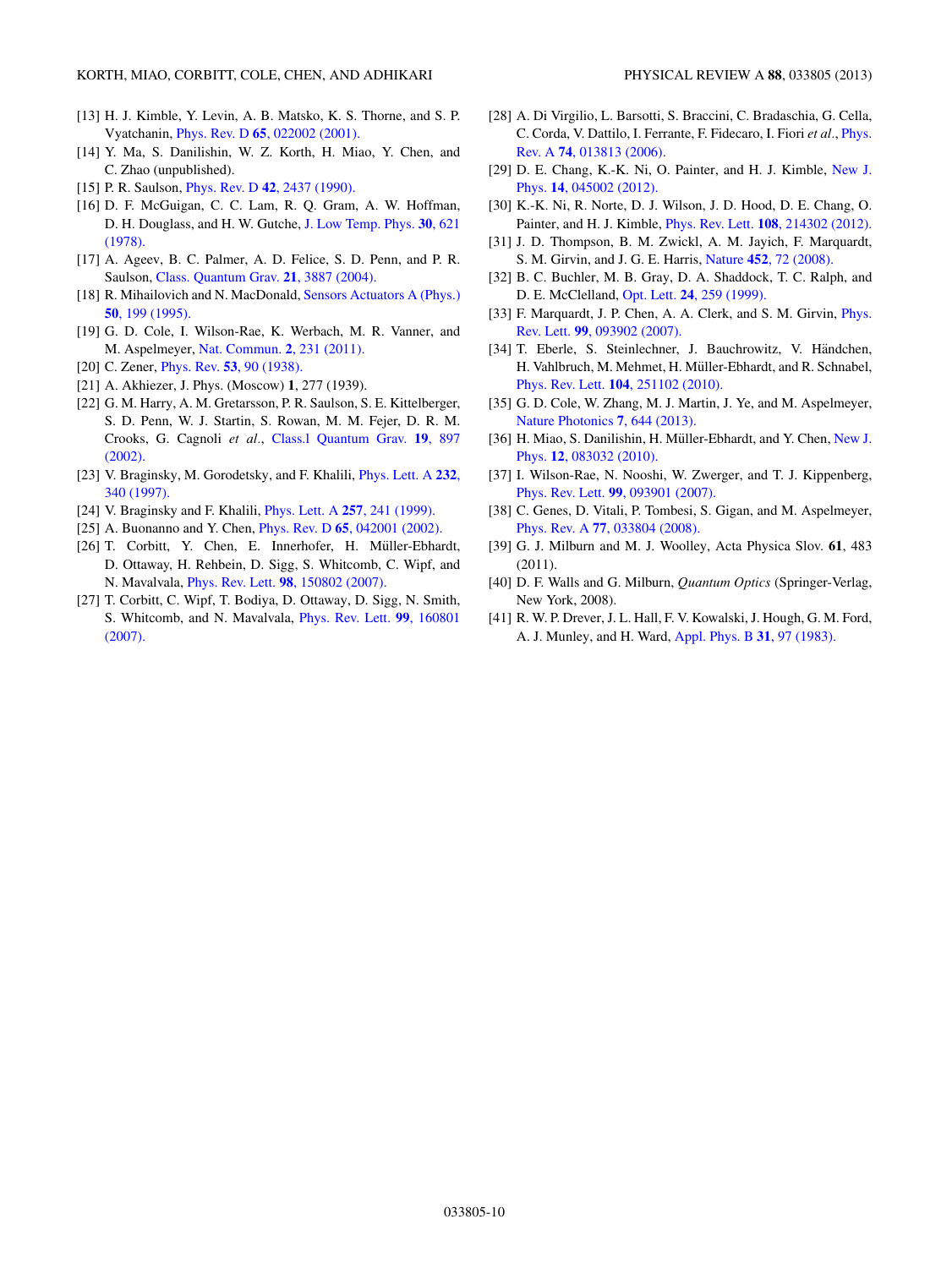[13] H. J. Kimble, Y. Levin, A. B. Matsko, K. S. Thorne, and S. P. Vyatchanin, Phys. Rev. D **65**, 022002 (2001).

[14] Y. Ma, S. Danilishin, W. Z. Korth, H. Miao, Y. Chen, and C. Zhao (unpublished).

[15] P. R. Saulson, Phys. Rev. D **42**, 2437 (1990).

[16] D. F. McGuigan, C. C. Lam, R. Q. Gram, A. W. Hoffman, D. H. Douglass, and H. W. Gutche, J. Low Temp. Phys. **30**, 621 (1978).

[17] A. Ageev, B. C. Palmer, A. D. Felice, S. D. Penn, and P. R. Saulson, Class. Quantum Grav. **21**, 3887 (2004).

[18] R. Mihailovich and N. MacDonald, Sensors Actuators A (Phys.) **50**, 199 (1995).

[19] G. D. Cole, I. Wilson-Rae, K. Werbach, M. R. Vanner, and M. Aspelmeyer, Nat. Commun. **2**, 231 (2011).

[20] C. Zener, Phys. Rev. **53**, 90 (1938).

[21] A. Akhiezer, J. Phys. (Moscow) **1**, 277 (1939).

[22] G. M. Harry, A. M. Gretarsson, P. R. Saulson, S. E. Kittelberger, S. D. Penn, W. J. Startin, S. Rowan, M. M. Fejer, D. R. M. Crooks, G. Cagnoli *et al.*, Class.l Quantum Grav. **19**, 897 (2002).

[23] V. Braginsky, M. Gorodetsky, and F. Khalili, Phys. Lett. A **232**, 340 (1997).

[24] V. Braginsky and F. Khalili, Phys. Lett. A **257**, 241 (1999).

[25] A. Buonanno and Y. Chen, Phys. Rev. D **65**, 042001 (2002).

[26] T. Corbitt, Y. Chen, E. Innerhofer, H. Müller-Ebhardt, D. Ottaway, H. Rehbein, D. Sigg, S. Whitcomb, C. Wipf, and N. Mavalvala, Phys. Rev. Lett. **98**, 150802 (2007).

[27] T. Corbitt, C. Wipf, T. Bodiya, D. Ottaway, D. Sigg, N. Smith, S. Whitcomb, and N. Mavalvala, Phys. Rev. Lett. **99**, 160801 (2007).

[28] A. Di Virgilio, L. Barsotti, S. Braccini, C. Bradaschia, G. Cella, C. Corda, V. Dattilo, I. Ferrante, F. Fidecaro, I. Fiori *et al.*, Phys. Rev. A **74**, 013813 (2006).

[29] D. E. Chang, K.-K. Ni, O. Painter, and H. J. Kimble, New J. Phys. **14**, 045002 (2012).

[30] K.-K. Ni, R. Norte, D. J. Wilson, J. D. Hood, D. E. Chang, O. Painter, and H. J. Kimble, Phys. Rev. Lett. **108**, 214302 (2012).

[31] J. D. Thompson, B. M. Zwickl, A. M. Jayich, F. Marquardt, S. M. Girvin, and J. G. E. Harris, Nature **452**, 72 (2008).

[32] B. C. Buchler, M. B. Gray, D. A. Shaddock, T. C. Ralph, and D. E. McClelland, Opt. Lett. **24**, 259 (1999).

[33] F. Marquardt, J. P. Chen, A. A. Clerk, and S. M. Girvin, Phys. Rev. Lett. **99**, 093902 (2007).

[34] T. Eberle, S. Steinlechner, J. Bauchrowitz, V. Händchen, H. Vahlbruch, M. Mehmet, H. Müller-Ebhardt, and R. Schnabel, Phys. Rev. Lett. **104**, 251102 (2010).

[35] G. D. Cole, W. Zhang, M. J. Martin, J. Ye, and M. Aspelmeyer, Nature Photonics **7**, 644 (2013).

[36] H. Miao, S. Danilishin, H. Müller-Ebhardt, and Y. Chen, New J. Phys. **12**, 083032 (2010).

[37] I. Wilson-Rae, N. Nooshi, W. Zwerger, and T. J. Kippenberg, Phys. Rev. Lett. **99**, 093901 (2007).

[38] C. Genes, D. Vitali, P. Tombesi, S. Gigan, and M. Aspelmeyer, Phys. Rev. A **77**, 033804 (2008).

[39] G. J. Milburn and M. J. Woolley, Acta Physica Slov. **61**, 483 (2011).

[40] D. F. Walls and G. Milburn, *Quantum Optics* (Springer-Verlag, New York, 2008).

[41] R. W. P. Drever, J. L. Hall, F. V. Kowalski, J. Hough, G. M. Ford, A. J. Munley, and H. Ward, Appl. Phys. B **31**, 97 (1983).